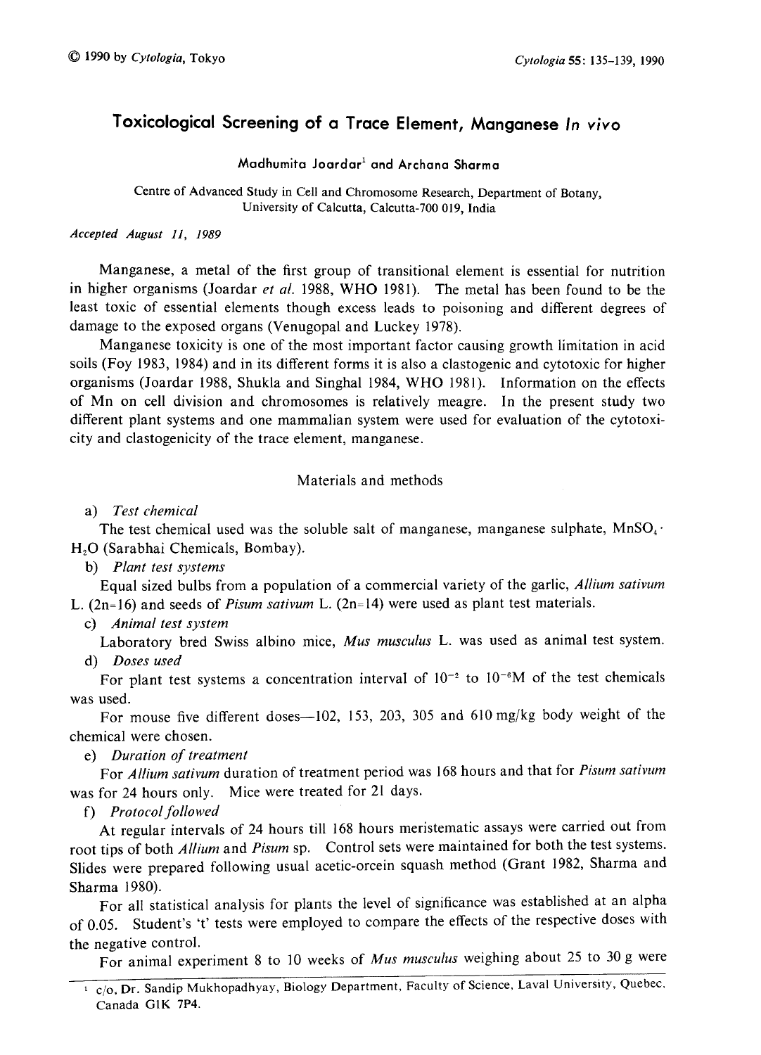# Toxicological Screening of a Trace Element, Manganese *In vivo*

Madhumita Joardar[1] and Archana Sharma

Centre of Advanced Study in Cell and Chromosome Research, Department of Botany, University of Calcutta, Calcutta-700 019, India

*Accepted August 11, 1989*

Manganese, a metal of the first group of transitional element is essential for nutrition in higher organisms (Joardar *et al.* 1988, WHO 1981). The metal has been found to be the least toxic of essential elements though excess leads to poisoning and different degrees of damage to the exposed organs (Venugopal and Luckey 1978).

Manganese toxicity is one of the most important factor causing growth limitation in acid soils (Foy 1983, 1984) and in its different forms it is also a clastogenic and cytotoxic for higher organisms (Joardar 1988, Shukla and Singhal 1984, WHO 1981). Information on the effects of Mn on cell division and chromosomes is relatively meagre. In the present study two different plant systems and one mammalian system were used for evaluation of the cytotoxicity and clastogenicity of the trace element, manganese.

## Materials and methods

a) *Test chemical*

The test chemical used was the soluble salt of manganese, manganese sulphate, $MnSO_4 \cdot H_2O$ (Sarabhai Chemicals, Bombay).

b) *Plant test systems*

Equal sized bulbs from a population of a commercial variety of the garlic, *Allium sativum* L. (2n=16) and seeds of *Pisum sativum* L. (2n=14) were used as plant test materials.

c) *Animal test system*

Laboratory bred Swiss albino mice, *Mus musculus* L. was used as animal test system.

d) *Doses used*

For plant test systems a concentration interval of $10^{-2}$ to $10^{-6}$M of the test chemicals was used.

For mouse five different doses—102, 153, 203, 305 and 610 mg/kg body weight of the chemical were chosen.

e) *Duration of treatment*

For *Allium sativum* duration of treatment period was 168 hours and that for *Pisum sativum* was for 24 hours only. Mice were treated for 21 days.

f) *Protocol followed*

At regular intervals of 24 hours till 168 hours meristematic assays were carried out from root tips of both *Allium* and *Pisum* sp. Control sets were maintained for both the test systems. Slides were prepared following usual acetic-orcein squash method (Grant 1982, Sharma and Sharma 1980).

For all statistical analysis for plants the level of significance was established at an alpha of 0.05. Student's 't' tests were employed to compare the effects of the respective doses with the negative control.

For animal experiment 8 to 10 weeks of *Mus musculus* weighing about 25 to 30 g were

---

[1] c/o, Dr. Sandip Mukhopadhyay, Biology Department, Faculty of Science, Laval University, Quebec, Canada G1K 7P4.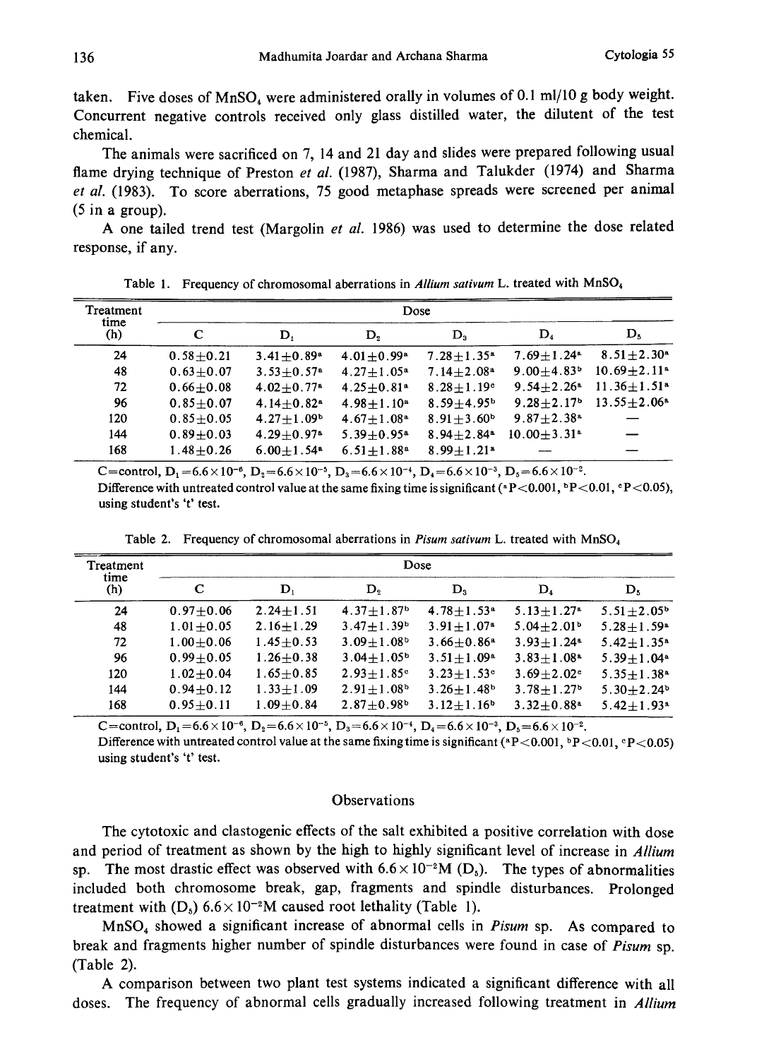taken. Five doses of $MnSO_4$ were administered orally in volumes of 0.1 ml/10 g body weight. Concurrent negative controls received only glass distilled water, the dilutent of the test chemical.

The animals were sacrificed on 7, 14 and 21 day and slides were prepared following usual flame drying technique of Preston *et al.* (1987), Sharma and Talukder (1974) and Sharma *et al.* (1983). To score aberrations, 75 good metaphase spreads were screened per animal (5 in a group).

A one tailed trend test (Margolin *et al.* 1986) was used to determine the dose related response, if any.

Table 1. Frequency of chromosomal aberrations in *Allium sativum* L. treated with $MnSO_4$

| Treatment time (h) | Dose | | | | | |
|---|---|---|---|---|---|---|
| | C | $D_1$ | $D_2$ | $D_3$ | $D_4$ | $D_5$ |
| 24 | 0.58±0.21 | 3.41±0.89[a] | 4.01±0.99[a] | 7.28±1.35[a] | 7.69±1.24[a] | 8.51±2.30[a] |
| 48 | 0.63±0.07 | 3.53±0.57[a] | 4.27±1.05[a] | 7.14±2.08[a] | 9.00±4.83[b] | 10.69±2.11[a] |
| 72 | 0.66±0.08 | 4.02±0.77[a] | 4.25±0.81[a] | 8.28±1.19[c] | 9.54±2.26[a] | 11.36±1.51[a] |
| 96 | 0.85±0.07 | 4.14±0.82[a] | 4.98±1.10[a] | 8.59±4.95[b] | 9.28±2.17[b] | 13.55±2.06[a] |
| 120 | 0.85±0.05 | 4.27±1.09[b] | 4.67±1.08[a] | 8.91±3.60[b] | 9.87±2.38[a] | — |
| 144 | 0.89±0.03 | 4.29±0.97[a] | 5.39±0.95[a] | 8.94±2.84[a] | 10.00±3.31[a] | — |
| 168 | 1.48±0.26 | 6.00±1.54[a] | 6.51±1.88[a] | 8.99±1.21[a] | — | — |

C=control, $D_1=6.6\times10^{-6}$, $D_2=6.6\times10^{-5}$, $D_3=6.6\times10^{-4}$, $D_4=6.6\times10^{-3}$, $D_5=6.6\times10^{-2}$.
Difference with untreated control value at the same fixing time is significant ([a]$P<0.001$, [b]$P<0.01$, [c]$P<0.05$), using student's 't' test.

Table 2. Frequency of chromosomal aberrations in *Pisum sativum* L. treated with $MnSO_4$

| Treatment time (h) | Dose | | | | | |
|---|---|---|---|---|---|---|
| | C | $D_1$ | $D_2$ | $D_3$ | $D_4$ | $D_5$ |
| 24 | 0.97±0.06 | 2.24±1.51 | 4.37±1.87[b] | 4.78±1.53[a] | 5.13±1.27[a] | 5.51±2.05[b] |
| 48 | 1.01±0.05 | 2.16±1.29 | 3.47±1.39[b] | 3.91±1.07[a] | 5.04±2.01[b] | 5.28±1.59[a] |
| 72 | 1.00±0.06 | 1.45±0.53 | 3.09±1.08[b] | 3.66±0.86[a] | 3.93±1.24[a] | 5.42±1.35[a] |
| 96 | 0.99±0.05 | 1.26±0.38 | 3.04±1.05[b] | 3.51±1.09[a] | 3.83±1.08[a] | 5.39±1.04[a] |
| 120 | 1.02±0.04 | 1.65±0.85 | 2.93±1.85[c] | 3.23±1.53[c] | 3.69±2.02[c] | 5.35±1.38[a] |
| 144 | 0.94±0.12 | 1.33±1.09 | 2.91±1.08[b] | 3.26±1.48[b] | 3.78±1.27[b] | 5.30±2.24[b] |
| 168 | 0.95±0.11 | 1.09±0.84 | 2.87±0.98[b] | 3.12±1.16[b] | 3.32±0.88[a] | 5.42±1.93[a] |

C=control, $D_1=6.6\times10^{-6}$, $D_2=6.6\times10^{-5}$, $D_3=6.6\times10^{-4}$, $D_4=6.6\times10^{-3}$, $D_5=6.6\times10^{-2}$.
Difference with untreated control value at the same fixing time is significant ([a]$P<0.001$, [b]$P<0.01$, [c]$P<0.05$) using student's 't' test.

## Observations

The cytotoxic and clastogenic effects of the salt exhibited a positive correlation with dose and period of treatment as shown by the high to highly significant level of increase in *Allium* sp. The most drastic effect was observed with $6.6\times10^{-2}$M ($D_5$). The types of abnormalities included both chromosome break, gap, fragments and spindle disturbances. Prolonged treatment with ($D_5$) $6.6\times10^{-2}$M caused root lethality (Table 1).

$MnSO_4$ showed a significant increase of abnormal cells in *Pisum* sp. As compared to break and fragments higher number of spindle disturbances were found in case of *Pisum* sp. (Table 2).

A comparison between two plant test systems indicated a significant difference with all doses. The frequency of abnormal cells gradually increased following treatment in *Allium*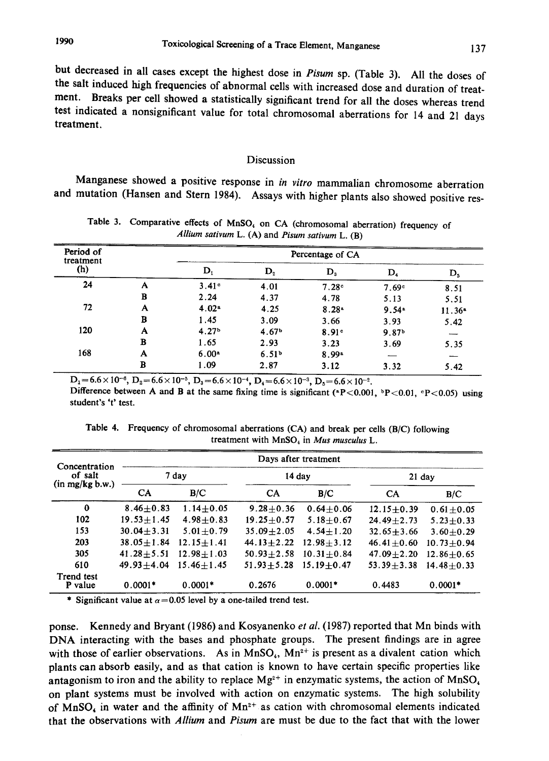but decreased in all cases except the highest dose in *Pisum* sp. (Table 3). All the doses of the salt induced high frequencies of abnormal cells with increased dose and duration of treatment. Breaks per cell showed a statistically significant trend for all the doses whereas trend test indicated a nonsignificant value for total chromosomal aberrations for 14 and 21 days treatment.

## Discussion

Manganese showed a positive response in *in vitro* mammalian chromosome aberration and mutation (Hansen and Stern 1984). Assays with higher plants also showed positive response. Kennedy and Bryant (1986) and Kosyanenko *et al.* (1987) reported that Mn binds with DNA interacting with the bases and phosphate groups. The present findings are in agree with those of earlier observations. As in $MnSO_4$, $Mn^{2+}$ is present as a divalent cation which plants can absorb easily, and as that cation is known to have certain specific properties like antagonism to iron and the ability to replace $Mg^{2+}$ in enzymatic systems, the action of $MnSO_4$ on plant systems must be involved with action on enzymatic systems. The high solubility of $MnSO_4$ in water and the affinity of $Mn^{2+}$ as cation with chromosomal elements indicated that the observations with *Allium* and *Pisum* are must be due to the fact that with the lower

Table 3. Comparative effects of $MnSO_4$ on CA (chromosomal aberration) frequency of *Allium sativum* L. (A) and *Pisum sativum* L. (B)

| Period of treatment (h) | | Percentage of CA | | | | |
|---|---|---|---|---|---|---|
| | | $D_1$ | $D_2$ | $D_3$ | $D_4$ | $D_5$ |
| 24 | A | 3.41[c] | 4.01 | 7.28[c] | 7.69[c] | 8.51 |
| | B | 2.24 | 4.37 | 4.78 | 5.13 | 5.51 |
| 72 | A | 4.02[a] | 4.25 | 8.28[a] | 9.54[a] | 11.36[a] |
| | B | 1.45 | 3.09 | 3.66 | 3.93 | 5.42 |
| 120 | A | 4.27[b] | 4.67[b] | 8.91[c] | 9.87[b] | — |
| | B | 1.65 | 2.93 | 3.23 | 3.69 | 5.35 |
| 168 | A | 6.00[a] | 6.51[b] | 8.99[a] | — | — |
| | B | 1.09 | 2.87 | 3.12 | 3.32 | 5.42 |

$D_1 = 6.6 \times 10^{-6}$, $D_2 = 6.6 \times 10^{-5}$, $D_3 = 6.6 \times 10^{-4}$, $D_4 = 6.6 \times 10^{-3}$, $D_5 = 6.6 \times 10^{-2}$.

Difference between A and B at the same fixing time is significant ([a]$P<0.001$, [b]$P<0.01$, [c]$P<0.05$) using student's 't' test.

Table 4. Frequency of chromosomal aberrations (CA) and break per cells (B/C) following treatment with $MnSO_4$ in *Mus musculus* L.

| Concentration of salt (in mg/kg b.w.) | Days after treatment | | | | | |
|---|---|---|---|---|---|---|
| | 7 day | | 14 day | | 21 day | |
| | CA | B/C | CA | B/C | CA | B/C |
| 0 | 8.46±0.83 | 1.14±0.05 | 9.28±0.36 | 0.64±0.06 | 12.15±0.39 | 0.61±0.05 |
| 102 | 19.53±1.45 | 4.98±0.83 | 19.25±0.57 | 5.18±0.67 | 24.49±2.73 | 5.23±0.33 |
| 153 | 30.04±3.31 | 5.01±0.79 | 35.09±2.05 | 4.54±1.20 | 32.65±3.66 | 3.60±0.29 |
| 203 | 38.05±1.84 | 12.15±1.41 | 44.13±2.22 | 12.98±3.12 | 46.41±0.60 | 10.73±0.94 |
| 305 | 41.28±5.51 | 12.98±1.03 | 50.93±2.58 | 10.31±0.84 | 47.09±2.20 | 12.86±0.65 |
| 610 | 49.93±4.04 | 15.46±1.45 | 51.93±5.28 | 15.19±0.47 | 53.39±3.38 | 14.48±0.33 |
| Trend test P value | 0.0001* | 0.0001* | 0.2676 | 0.0001* | 0.4483 | 0.0001* |

\* Significant value at $\alpha=0.05$ level by a one-tailed trend test.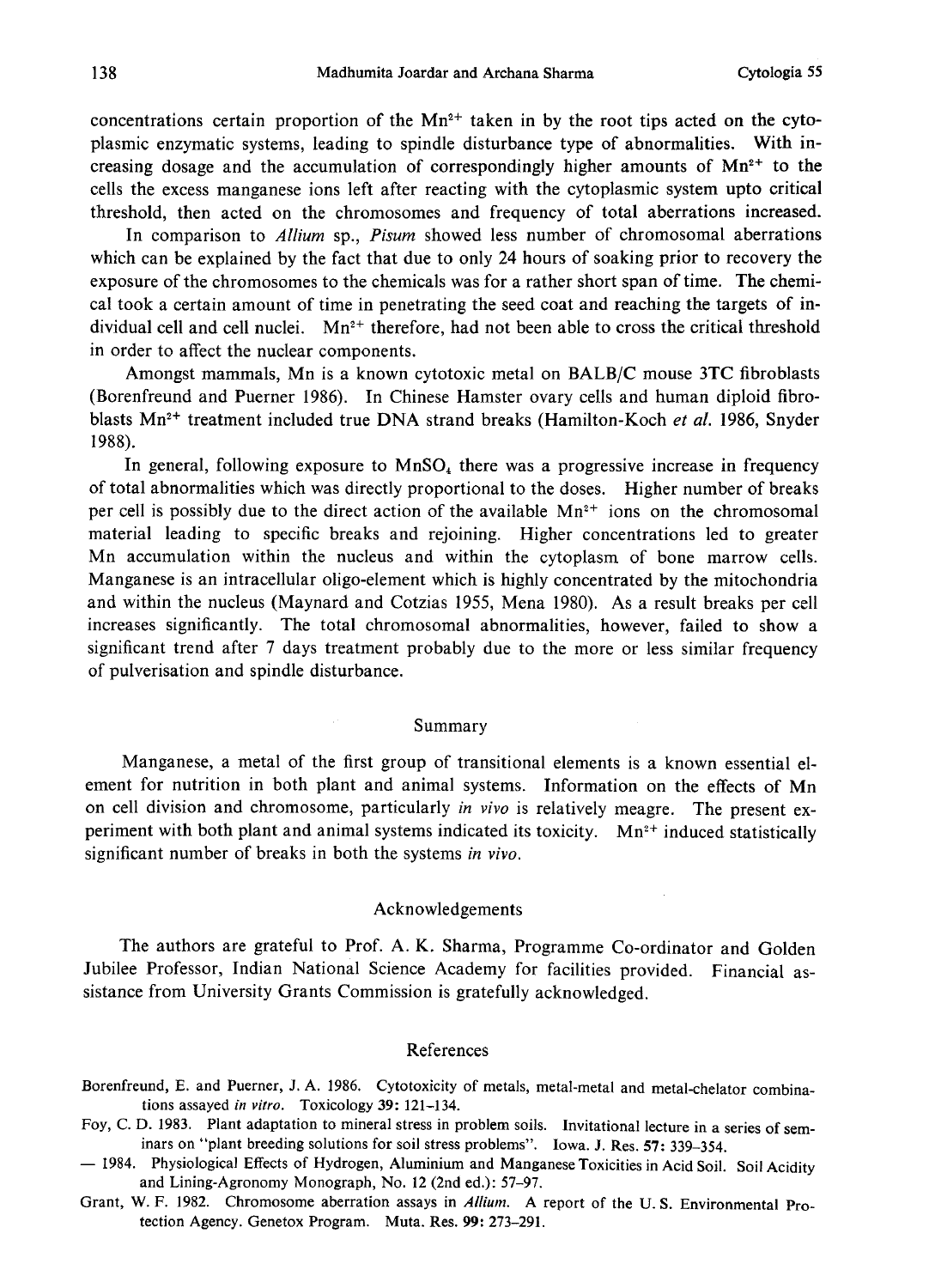concentrations certain proportion of the $Mn^{2+}$ taken in by the root tips acted on the cytoplasmic enzymatic systems, leading to spindle disturbance type of abnormalities. With increasing dosage and the accumulation of correspondingly higher amounts of $Mn^{2+}$ to the cells the excess manganese ions left after reacting with the cytoplasmic system upto critical threshold, then acted on the chromosomes and frequency of total aberrations increased.

In comparison to *Allium* sp., *Pisum* showed less number of chromosomal aberrations which can be explained by the fact that due to only 24 hours of soaking prior to recovery the exposure of the chromosomes to the chemicals was for a rather short span of time. The chemical took a certain amount of time in penetrating the seed coat and reaching the targets of individual cell and cell nuclei. $Mn^{2+}$ therefore, had not been able to cross the critical threshold in order to affect the nuclear components.

Amongst mammals, Mn is a known cytotoxic metal on BALB/C mouse 3TC fibroblasts (Borenfreund and Puerner 1986). In Chinese Hamster ovary cells and human diploid fibroblasts $Mn^{2+}$ treatment included true DNA strand breaks (Hamilton-Koch *et al.* 1986, Snyder 1988).

In general, following exposure to $MnSO_4$ there was a progressive increase in frequency of total abnormalities which was directly proportional to the doses. Higher number of breaks per cell is possibly due to the direct action of the available $Mn^{2+}$ ions on the chromosomal material leading to specific breaks and rejoining. Higher concentrations led to greater Mn accumulation within the nucleus and within the cytoplasm of bone marrow cells. Manganese is an intracellular oligo-element which is highly concentrated by the mitochondria and within the nucleus (Maynard and Cotzias 1955, Mena 1980). As a result breaks per cell increases significantly. The total chromosomal abnormalities, however, failed to show a significant trend after 7 days treatment probably due to the more or less similar frequency of pulverisation and spindle disturbance.

## Summary

Manganese, a metal of the first group of transitional elements is a known essential element for nutrition in both plant and animal systems. Information on the effects of Mn on cell division and chromosome, particularly *in vivo* is relatively meagre. The present experiment with both plant and animal systems indicated its toxicity. $Mn^{2+}$ induced statistically significant number of breaks in both the systems *in vivo*.

## Acknowledgements

The authors are grateful to Prof. A. K. Sharma, Programme Co-ordinator and Golden Jubilee Professor, Indian National Science Academy for facilities provided. Financial assistance from University Grants Commission is gratefully acknowledged.

## References

Borenfreund, E. and Puerner, J. A. 1986. Cytotoxicity of metals, metal-metal and metal-chelator combinations assayed *in vitro*. Toxicology **39**: 121–134.

Foy, C. D. 1983. Plant adaptation to mineral stress in problem soils. Invitational lecture in a series of seminars on "plant breeding solutions for soil stress problems". Iowa. J. Res. **57**: 339–354.

— 1984. Physiological Effects of Hydrogen, Aluminium and Manganese Toxicities in Acid Soil. Soil Acidity and Lining-Agronomy Monograph, No. 12 (2nd ed.): 57–97.

Grant, W. F. 1982. Chromosome aberration assays in *Allium*. A report of the U. S. Environmental Protection Agency. Genetox Program. Muta. Res. **99**: 273–291.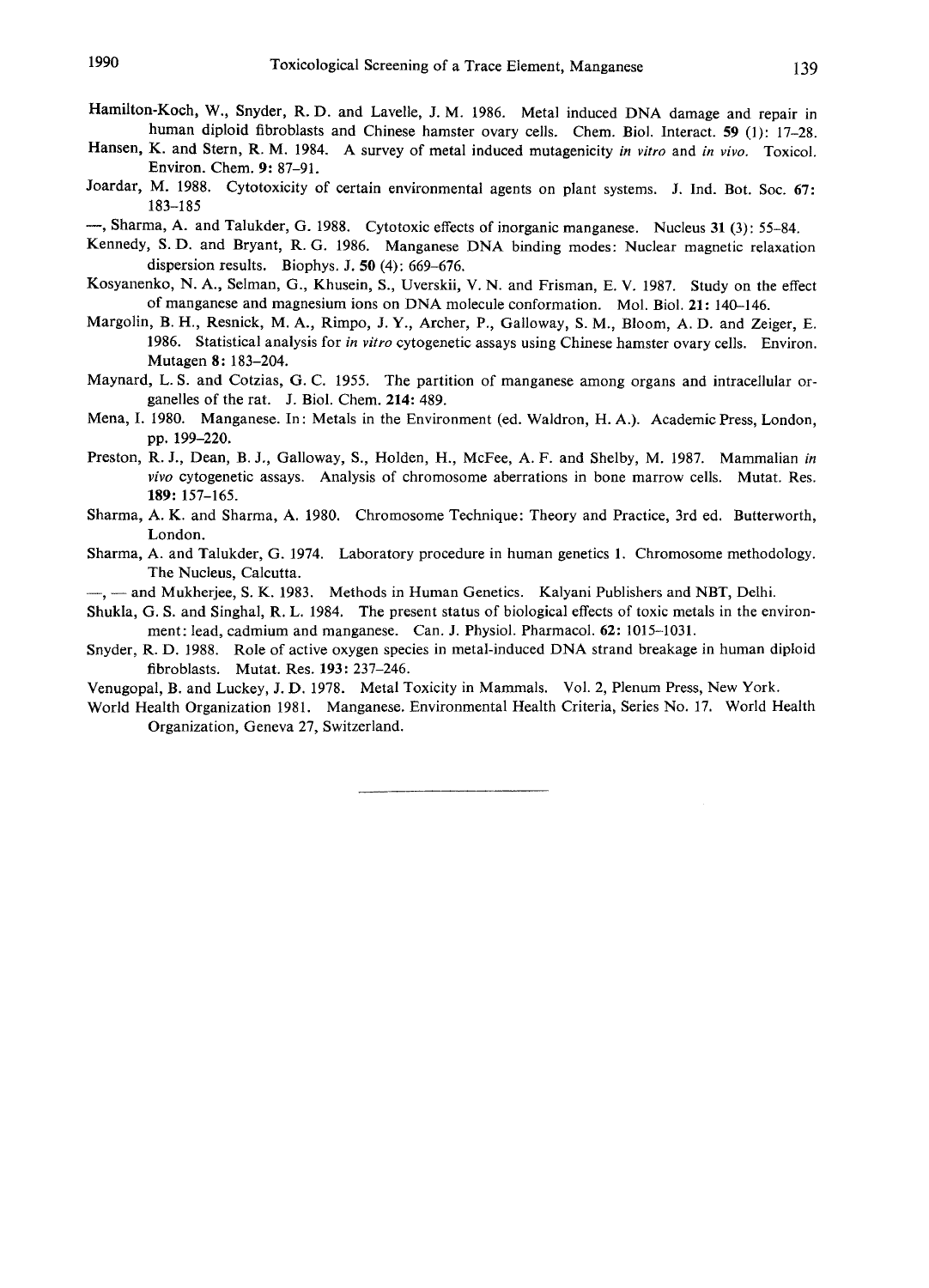Hamilton-Koch, W., Snyder, R. D. and Lavelle, J. M. 1986. Metal induced DNA damage and repair in human diploid fibroblasts and Chinese hamster ovary cells. Chem. Biol. Interact. **59** (1): 17–28.

Hansen, K. and Stern, R. M. 1984. A survey of metal induced mutagenicity *in vitro* and *in vivo*. Toxicol. Environ. Chem. **9:** 87–91.

Joardar, M. 1988. Cytotoxicity of certain environmental agents on plant systems. J. Ind. Bot. Soc. **67:** 183–185

—, Sharma, A. and Talukder, G. 1988. Cytotoxic effects of inorganic manganese. Nucleus **31** (3): 55–84.

Kennedy, S. D. and Bryant, R. G. 1986. Manganese DNA binding modes: Nuclear magnetic relaxation dispersion results. Biophys. J. **50** (4): 669–676.

Kosyanenko, N. A., Selman, G., Khusein, S., Uverskii, V. N. and Frisman, E. V. 1987. Study on the effect of manganese and magnesium ions on DNA molecule conformation. Mol. Biol. **21:** 140–146.

Margolin, B. H., Resnick, M. A., Rimpo, J. Y., Archer, P., Galloway, S. M., Bloom, A. D. and Zeiger, E. 1986. Statistical analysis for *in vitro* cytogenetic assays using Chinese hamster ovary cells. Environ. Mutagen **8:** 183–204.

Maynard, L. S. and Cotzias, G. C. 1955. The partition of manganese among organs and intracellular organelles of the rat. J. Biol. Chem. **214:** 489.

Mena, I. 1980. Manganese. In: Metals in the Environment (ed. Waldron, H. A.). Academic Press, London, pp. 199–220.

Preston, R. J., Dean, B. J., Galloway, S., Holden, H., McFee, A. F. and Shelby, M. 1987. Mammalian *in vivo* cytogenetic assays. Analysis of chromosome aberrations in bone marrow cells. Mutat. Res. **189:** 157–165.

Sharma, A. K. and Sharma, A. 1980. Chromosome Technique: Theory and Practice, 3rd ed. Butterworth, London.

Sharma, A. and Talukder, G. 1974. Laboratory procedure in human genetics 1. Chromosome methodology. The Nucleus, Calcutta.

—, — and Mukherjee, S. K. 1983. Methods in Human Genetics. Kalyani Publishers and NBT, Delhi.

Shukla, G. S. and Singhal, R. L. 1984. The present status of biological effects of toxic metals in the environment: lead, cadmium and manganese. Can. J. Physiol. Pharmacol. **62:** 1015–1031.

Snyder, R. D. 1988. Role of active oxygen species in metal-induced DNA strand breakage in human diploid fibroblasts. Mutat. Res. **193:** 237–246.

Venugopal, B. and Luckey, J. D. 1978. Metal Toxicity in Mammals. Vol. 2, Plenum Press, New York.

World Health Organization 1981. Manganese. Environmental Health Criteria, Series No. 17. World Health Organization, Geneva 27, Switzerland.